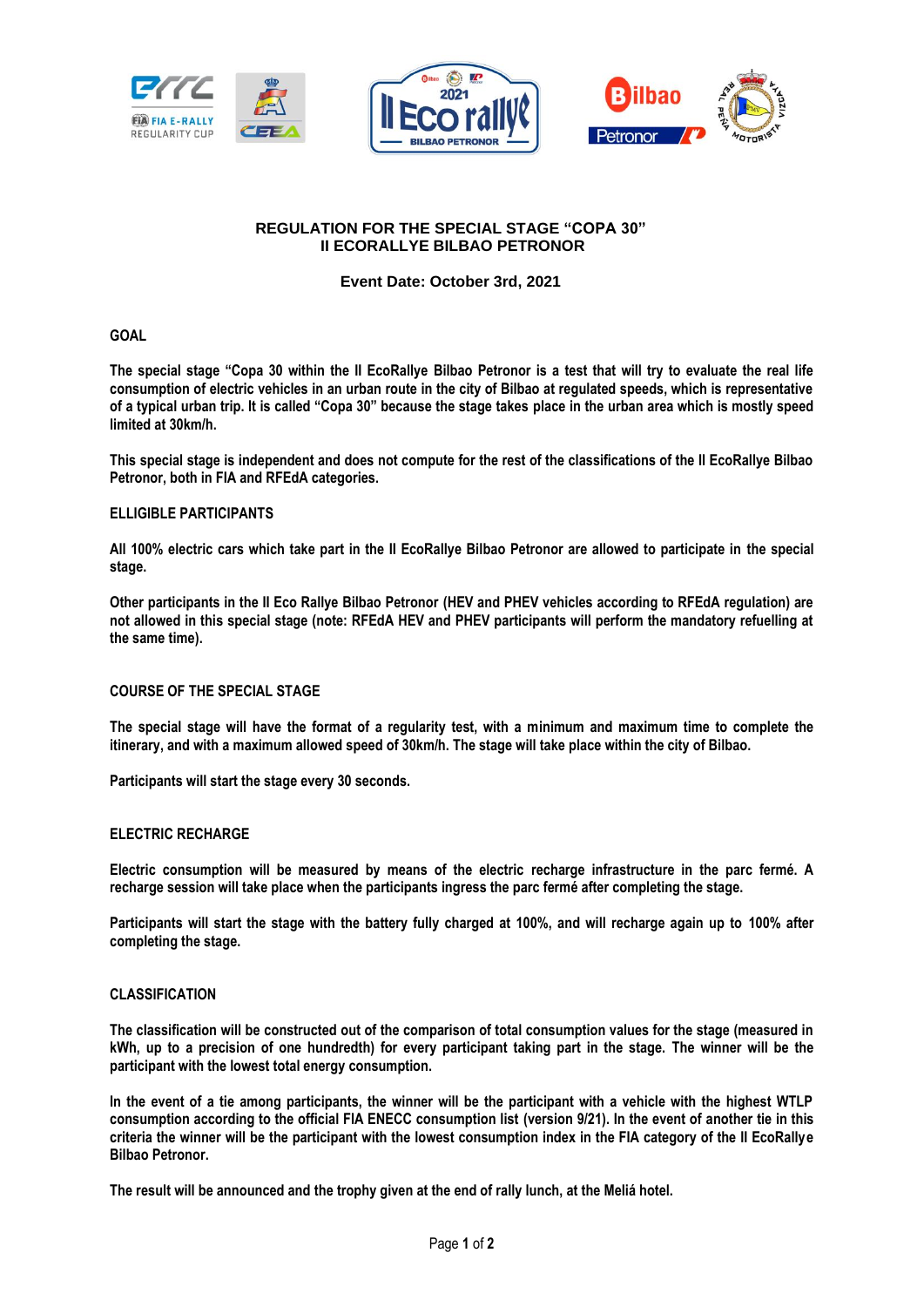# REGULATION FOR THE SPECIAL STAGE "COPA 30"
# II ECORALLYE BILBAO PETRONOR

**Event Date: October 3rd, 2021**

## GOAL

**The special stage "Copa 30 within the II EcoRallye Bilbao Petronor is a test that will try to evaluate the real life consumption of electric vehicles in an urban route in the city of Bilbao at regulated speeds, which is representative of a typical urban trip. It is called "Copa 30" because the stage takes place in the urban area which is mostly speed limited at 30km/h.**

**This special stage is independent and does not compute for the rest of the classifications of the II EcoRallye Bilbao Petronor, both in FIA and RFEdA categories.**

## ELLIGIBLE PARTICIPANTS

**All 100% electric cars which take part in the II EcoRallye Bilbao Petronor are allowed to participate in the special stage.**

**Other participants in the II Eco Rallye Bilbao Petronor (HEV and PHEV vehicles according to RFEdA regulation) are not allowed in this special stage (note: RFEdA HEV and PHEV participants will perform the mandatory refuelling at the same time).**

## COURSE OF THE SPECIAL STAGE

**The special stage will have the format of a regularity test, with a minimum and maximum time to complete the itinerary, and with a maximum allowed speed of 30km/h. The stage will take place within the city of Bilbao.**

**Participants will start the stage every 30 seconds.**

## ELECTRIC RECHARGE

**Electric consumption will be measured by means of the electric recharge infrastructure in the parc fermé. A recharge session will take place when the participants ingress the parc fermé after completing the stage.**

**Participants will start the stage with the battery fully charged at 100%, and will recharge again up to 100% after completing the stage.**

## CLASSIFICATION

**The classification will be constructed out of the comparison of total consumption values for the stage (measured in kWh, up to a precision of one hundredth) for every participant taking part in the stage. The winner will be the participant with the lowest total energy consumption.**

**In the event of a tie among participants, the winner will be the participant with a vehicle with the highest WTLP consumption according to the official FIA ENECC consumption list (version 9/21). In the event of another tie in this criteria the winner will be the participant with the lowest consumption index in the FIA category of the II EcoRallye Bilbao Petronor.**

**The result will be announced and the trophy given at the end of rally lunch, at the Meliá hotel.**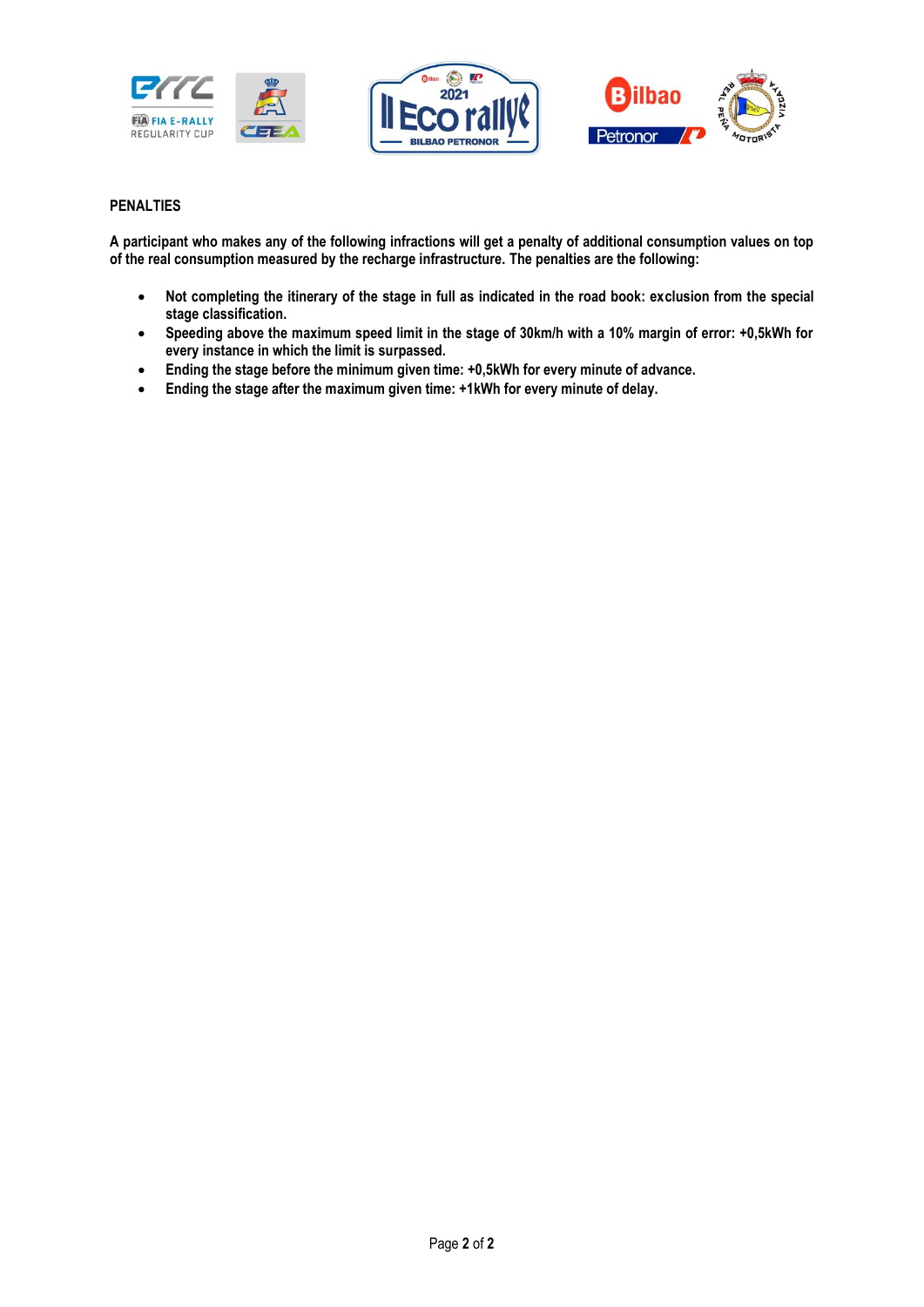## PENALTIES

**A participant who makes any of the following infractions will get a penalty of additional consumption values on top of the real consumption measured by the recharge infrastructure. The penalties are the following:**

- **Not completing the itinerary of the stage in full as indicated in the road book: exclusion from the special stage classification.**
- **Speeding above the maximum speed limit in the stage of 30km/h with a 10% margin of error: +0,5kWh for every instance in which the limit is surpassed.**
- **Ending the stage before the minimum given time: +0,5kWh for every minute of advance.**
- **Ending the stage after the maximum given time: +1kWh for every minute of delay.**